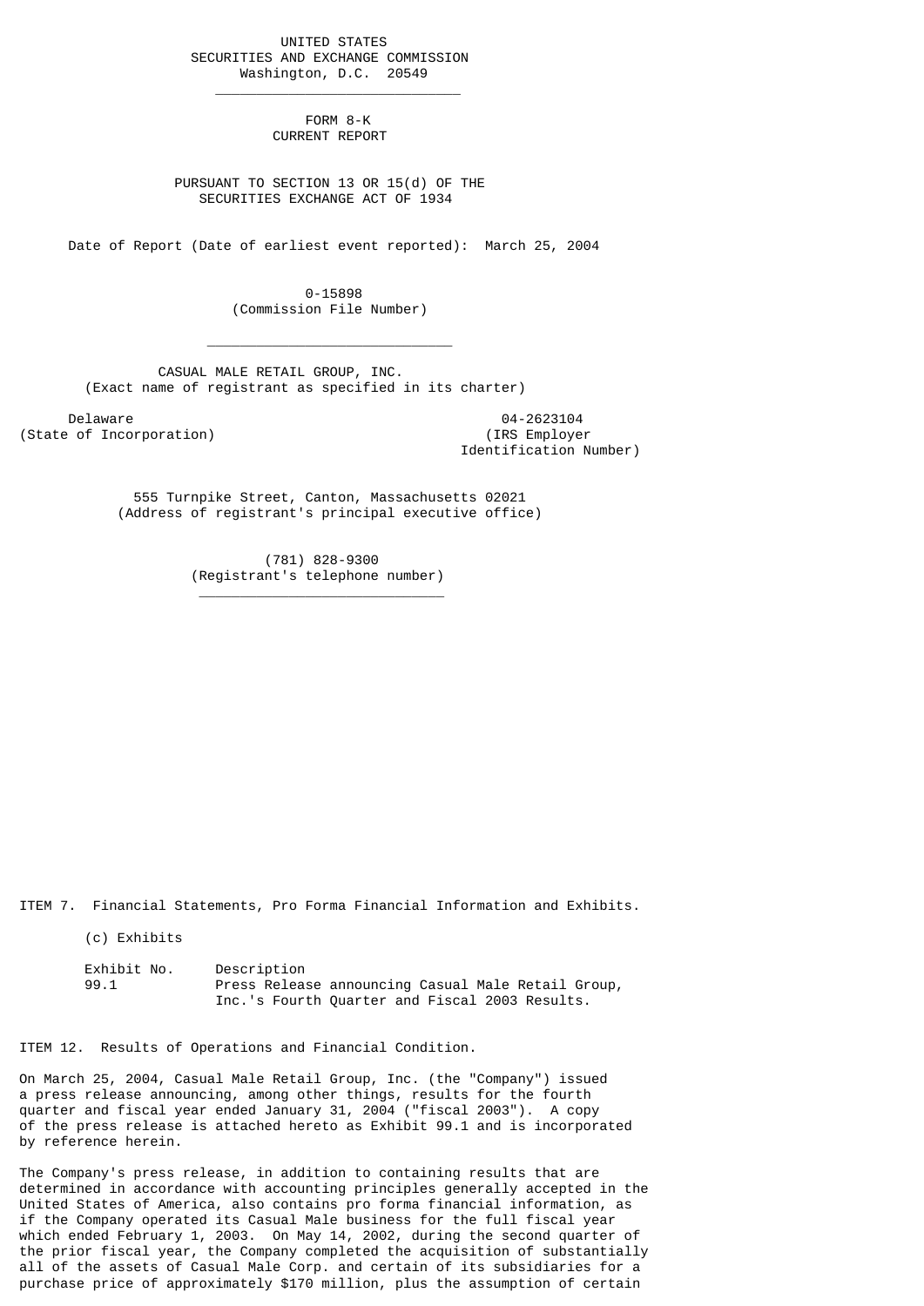UNITED STATES
SECURITIES AND EXCHANGE COMMISSION
Washington, D.C. 20549

---

# FORM 8-K
## CURRENT REPORT

PURSUANT TO SECTION 13 OR 15(d) OF THE
SECURITIES EXCHANGE ACT OF 1934

Date of Report (Date of earliest event reported): March 25, 2004

0-15898
(Commission File Number)

---

CASUAL MALE RETAIL GROUP, INC.
(Exact name of registrant as specified in its charter)

| Delaware | 04-2623104 |
|---|---|
| (State of Incorporation) | (IRS Employer Identification Number) |

555 Turnpike Street, Canton, Massachusetts 02021
(Address of registrant's principal executive office)

(781) 828-9300
(Registrant's telephone number)

---

ITEM 7. Financial Statements, Pro Forma Financial Information and Exhibits.

(c) Exhibits

| Exhibit No. | Description |
|---|---|
| 99.1 | Press Release announcing Casual Male Retail Group, Inc.'s Fourth Quarter and Fiscal 2003 Results. |

ITEM 12. Results of Operations and Financial Condition.

On March 25, 2004, Casual Male Retail Group, Inc. (the "Company") issued a press release announcing, among other things, results for the fourth quarter and fiscal year ended January 31, 2004 ("fiscal 2003"). A copy of the press release is attached hereto as Exhibit 99.1 and is incorporated by reference herein.

The Company's press release, in addition to containing results that are determined in accordance with accounting principles generally accepted in the United States of America, also contains pro forma financial information, as if the Company operated its Casual Male business for the full fiscal year which ended February 1, 2003. On May 14, 2002, during the second quarter of the prior fiscal year, the Company completed the acquisition of substantially all of the assets of Casual Male Corp. and certain of its subsidiaries for a purchase price of approximately $170 million, plus the assumption of certain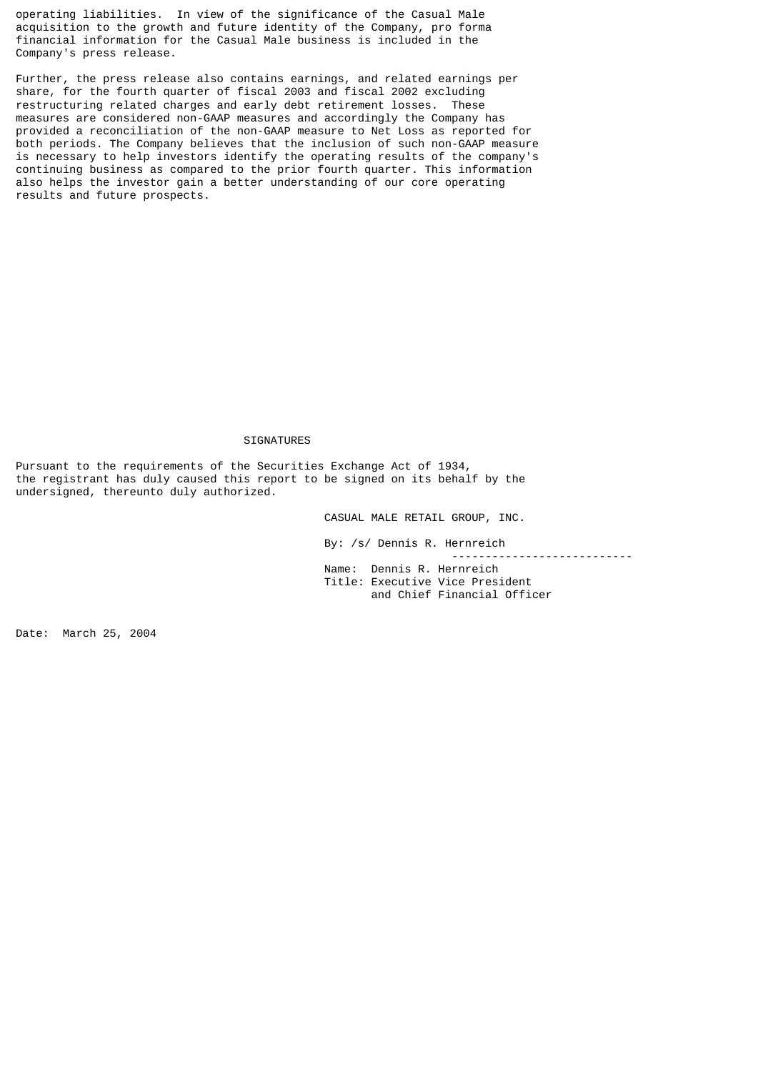operating liabilities. In view of the significance of the Casual Male acquisition to the growth and future identity of the Company, pro forma financial information for the Casual Male business is included in the Company's press release.

Further, the press release also contains earnings, and related earnings per share, for the fourth quarter of fiscal 2003 and fiscal 2002 excluding restructuring related charges and early debt retirement losses. These measures are considered non-GAAP measures and accordingly the Company has provided a reconciliation of the non-GAAP measure to Net Loss as reported for both periods. The Company believes that the inclusion of such non-GAAP measure is necessary to help investors identify the operating results of the company's continuing business as compared to the prior fourth quarter. This information also helps the investor gain a better understanding of our core operating results and future prospects.

## SIGNATURES

Pursuant to the requirements of the Securities Exchange Act of 1934, the registrant has duly caused this report to be signed on its behalf by the undersigned, thereunto duly authorized.

CASUAL MALE RETAIL GROUP, INC.

By: /s/ Dennis R. Hernreich

Name: Dennis R. Hernreich
Title: Executive Vice President and Chief Financial Officer

Date: March 25, 2004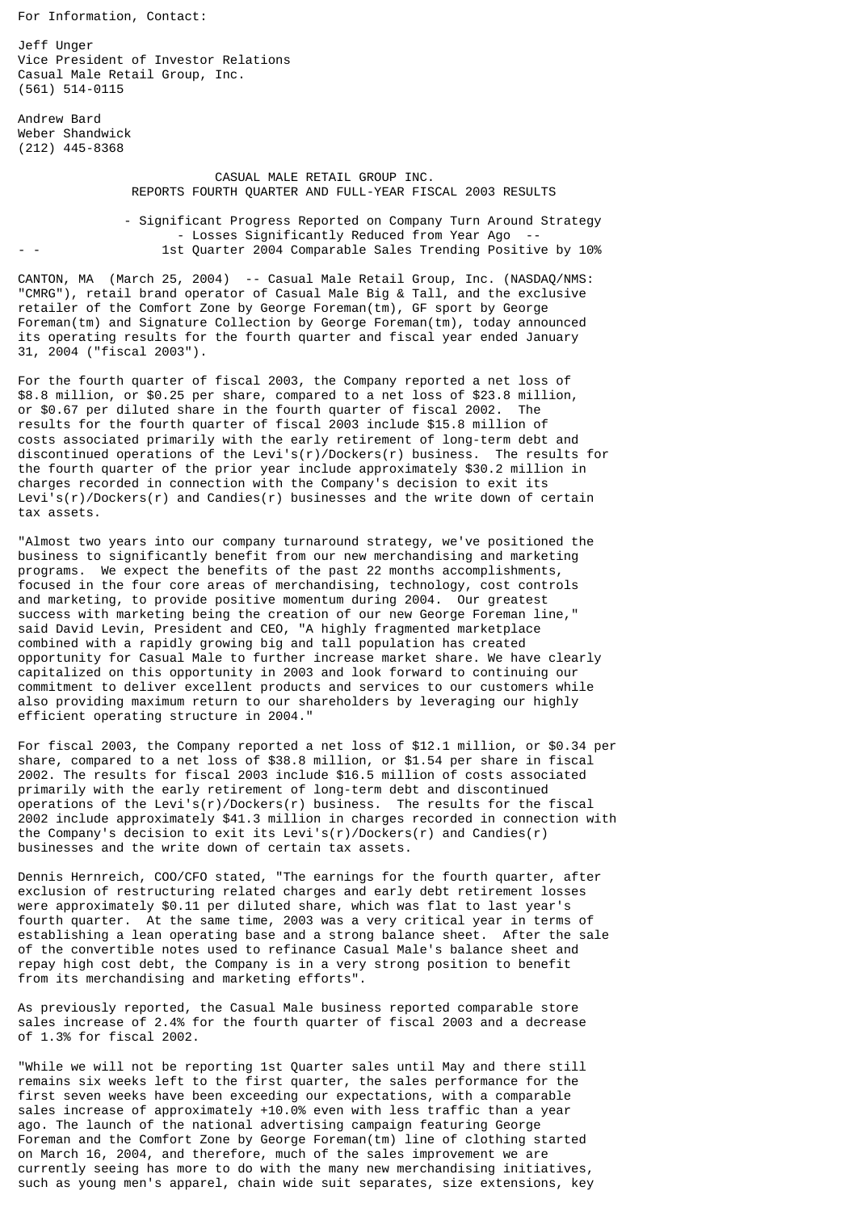For Information, Contact:

Jeff Unger
Vice President of Investor Relations
Casual Male Retail Group, Inc.
(561) 514-0115

Andrew Bard
Weber Shandwick
(212) 445-8368

# CASUAL MALE RETAIL GROUP INC. REPORTS FOURTH QUARTER AND FULL-YEAR FISCAL 2003 RESULTS

- Significant Progress Reported on Company Turn Around Strategy
- Losses Significantly Reduced from Year Ago --
- 1st Quarter 2004 Comparable Sales Trending Positive by 10%

CANTON, MA (March 25, 2004) -- Casual Male Retail Group, Inc. (NASDAQ/NMS: "CMRG"), retail brand operator of Casual Male Big & Tall, and the exclusive retailer of the Comfort Zone by George Foreman(tm), GF sport by George Foreman(tm) and Signature Collection by George Foreman(tm), today announced its operating results for the fourth quarter and fiscal year ended January 31, 2004 ("fiscal 2003").

For the fourth quarter of fiscal 2003, the Company reported a net loss of $8.8 million, or $0.25 per share, compared to a net loss of $23.8 million, or $0.67 per diluted share in the fourth quarter of fiscal 2002. The results for the fourth quarter of fiscal 2003 include $15.8 million of costs associated primarily with the early retirement of long-term debt and discontinued operations of the Levi's(r)/Dockers(r) business. The results for the fourth quarter of the prior year include approximately $30.2 million in charges recorded in connection with the Company's decision to exit its Levi's(r)/Dockers(r) and Candies(r) businesses and the write down of certain tax assets.

"Almost two years into our company turnaround strategy, we've positioned the business to significantly benefit from our new merchandising and marketing programs. We expect the benefits of the past 22 months accomplishments, focused in the four core areas of merchandising, technology, cost controls and marketing, to provide positive momentum during 2004. Our greatest success with marketing being the creation of our new George Foreman line," said David Levin, President and CEO, "A highly fragmented marketplace combined with a rapidly growing big and tall population has created opportunity for Casual Male to further increase market share. We have clearly capitalized on this opportunity in 2003 and look forward to continuing our commitment to deliver excellent products and services to our customers while also providing maximum return to our shareholders by leveraging our highly efficient operating structure in 2004."

For fiscal 2003, the Company reported a net loss of $12.1 million, or $0.34 per share, compared to a net loss of $38.8 million, or $1.54 per share in fiscal 2002. The results for fiscal 2003 include $16.5 million of costs associated primarily with the early retirement of long-term debt and discontinued operations of the Levi's(r)/Dockers(r) business. The results for the fiscal 2002 include approximately $41.3 million in charges recorded in connection with the Company's decision to exit its Levi's(r)/Dockers(r) and Candies(r) businesses and the write down of certain tax assets.

Dennis Hernreich, COO/CFO stated, "The earnings for the fourth quarter, after exclusion of restructuring related charges and early debt retirement losses were approximately $0.11 per diluted share, which was flat to last year's fourth quarter. At the same time, 2003 was a very critical year in terms of establishing a lean operating base and a strong balance sheet. After the sale of the convertible notes used to refinance Casual Male's balance sheet and repay high cost debt, the Company is in a very strong position to benefit from its merchandising and marketing efforts".

As previously reported, the Casual Male business reported comparable store sales increase of 2.4% for the fourth quarter of fiscal 2003 and a decrease of 1.3% for fiscal 2002.

"While we will not be reporting 1st Quarter sales until May and there still remains six weeks left to the first quarter, the sales performance for the first seven weeks have been exceeding our expectations, with a comparable sales increase of approximately +10.0% even with less traffic than a year ago. The launch of the national advertising campaign featuring George Foreman and the Comfort Zone by George Foreman(tm) line of clothing started on March 16, 2004, and therefore, much of the sales improvement we are currently seeing has more to do with the many new merchandising initiatives, such as young men's apparel, chain wide suit separates, size extensions, key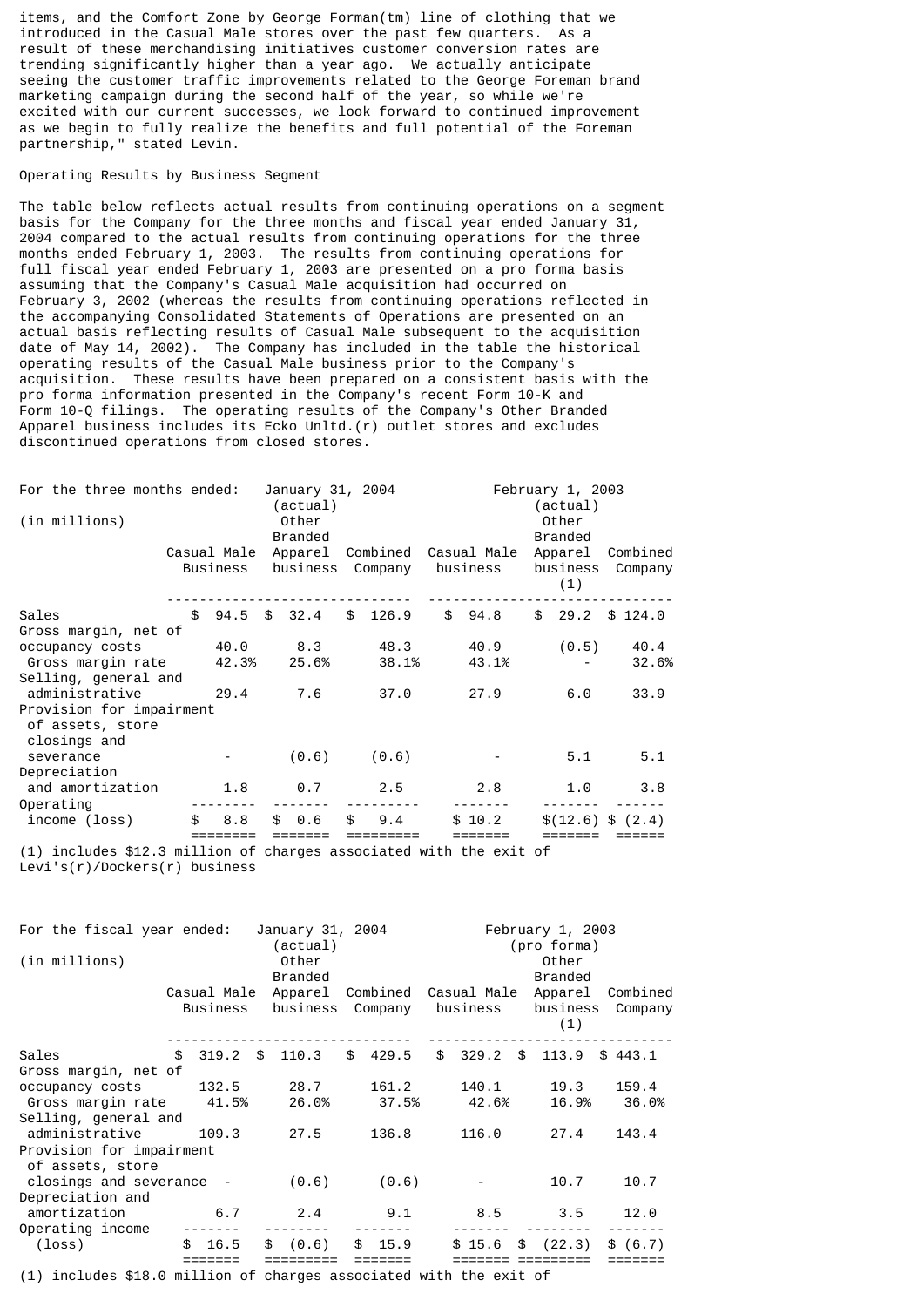items, and the Comfort Zone by George Forman(tm) line of clothing that we introduced in the Casual Male stores over the past few quarters. As a result of these merchandising initiatives customer conversion rates are trending significantly higher than a year ago. We actually anticipate seeing the customer traffic improvements related to the George Foreman brand marketing campaign during the second half of the year, so while we're excited with our current successes, we look forward to continued improvement as we begin to fully realize the benefits and full potential of the Foreman partnership," stated Levin.

Operating Results by Business Segment

The table below reflects actual results from continuing operations on a segment basis for the Company for the three months and fiscal year ended January 31, 2004 compared to the actual results from continuing operations for the three months ended February 1, 2003. The results from continuing operations for full fiscal year ended February 1, 2003 are presented on a pro forma basis assuming that the Company's Casual Male acquisition had occurred on February 3, 2002 (whereas the results from continuing operations reflected in the accompanying Consolidated Statements of Operations are presented on an actual basis reflecting results of Casual Male subsequent to the acquisition date of May 14, 2002). The Company has included in the table the historical operating results of the Casual Male business prior to the Company's acquisition. These results have been prepared on a consistent basis with the pro forma information presented in the Company's recent Form 10-K and Form 10-Q filings. The operating results of the Company's Other Branded Apparel business includes its Ecko Unltd.(r) outlet stores and excludes discontinued operations from closed stores.

| For the three months ended: (in millions) | January 31, 2004 (actual) | | | February 1, 2003 (actual) | | |
|---|---|---|---|---|---|---|
| | Casual Male Business | Other Branded Apparel business | Combined Company | Casual Male business | Other Branded Apparel business (1) | Combined Company |
| Sales | $ 94.5 | $ 32.4 | $ 126.9 | $ 94.8 | $ 29.2 | $ 124.0 |
| Gross margin, net of occupancy costs | 40.0 | 8.3 | 48.3 | 40.9 | (0.5) | 40.4 |
| Gross margin rate | 42.3% | 25.6% | 38.1% | 43.1% | - | 32.6% |
| Selling, general and administrative | 29.4 | 7.6 | 37.0 | 27.9 | 6.0 | 33.9 |
| Provision for impairment of assets, store closings and severance | - | (0.6) | (0.6) | - | 5.1 | 5.1 |
| Depreciation and amortization | 1.8 | 0.7 | 2.5 | 2.8 | 1.0 | 3.8 |
| Operating income (loss) | $ 8.8 | $ 0.6 | $ 9.4 | $ 10.2 | $(12.6) | $ (2.4) |

(1) includes $12.3 million of charges associated with the exit of Levi's(r)/Dockers(r) business

| For the fiscal year ended: (in millions) | January 31, 2004 (actual) | | | February 1, 2003 (pro forma) | | |
|---|---|---|---|---|---|---|
| | Casual Male Business | Other Branded Apparel business | Combined Company | Casual Male business | Other Branded Apparel business (1) | Combined Company |
| Sales | $ 319.2 | $ 110.3 | $ 429.5 | $ 329.2 | $ 113.9 | $ 443.1 |
| Gross margin, net of occupancy costs | 132.5 | 28.7 | 161.2 | 140.1 | 19.3 | 159.4 |
| Gross margin rate | 41.5% | 26.0% | 37.5% | 42.6% | 16.9% | 36.0% |
| Selling, general and administrative | 109.3 | 27.5 | 136.8 | 116.0 | 27.4 | 143.4 |
| Provision for impairment of assets, store closings and severance | - | (0.6) | (0.6) | - | 10.7 | 10.7 |
| Depreciation and amortization | 6.7 | 2.4 | 9.1 | 8.5 | 3.5 | 12.0 |
| Operating income (loss) | $ 16.5 | $ (0.6) | $ 15.9 | $ 15.6 | $ (22.3) | $ (6.7) |

(1) includes $18.0 million of charges associated with the exit of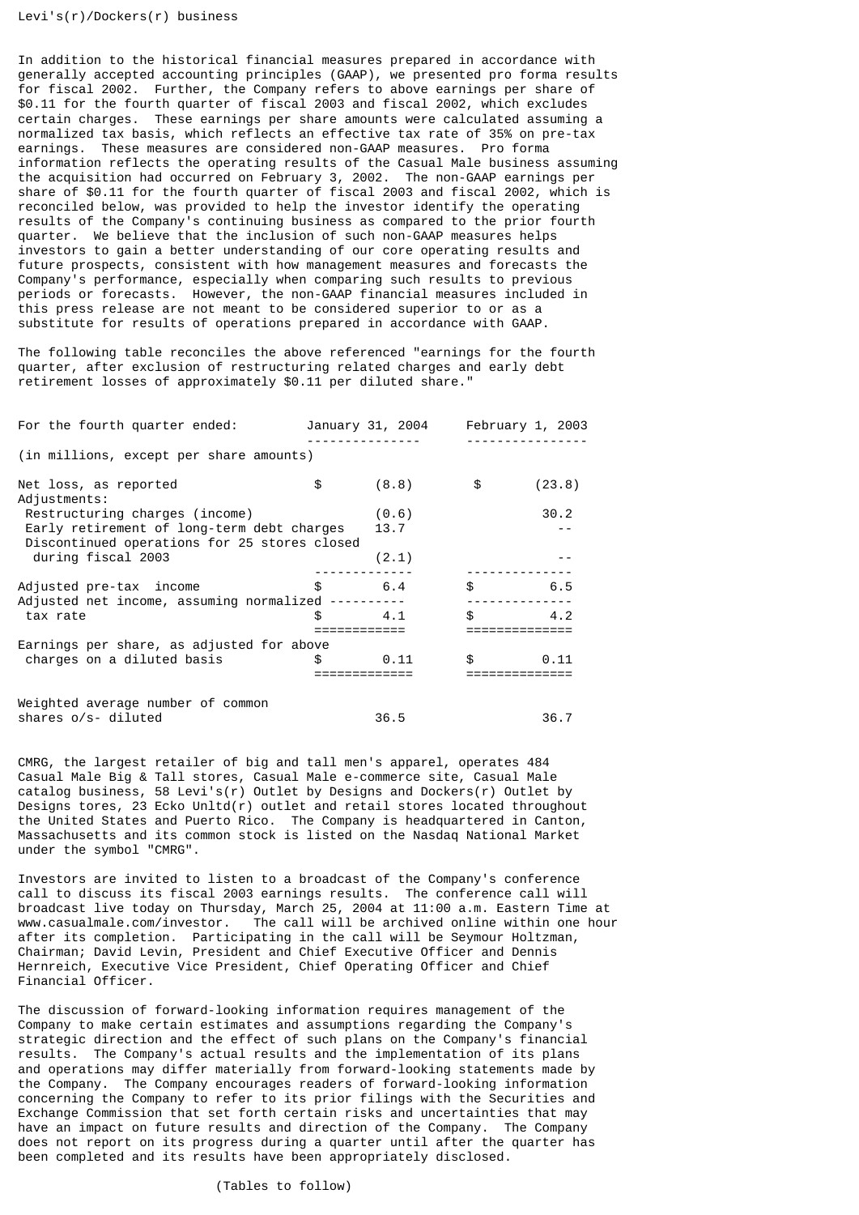Levi's(r)/Dockers(r) business

In addition to the historical financial measures prepared in accordance with generally accepted accounting principles (GAAP), we presented pro forma results for fiscal 2002. Further, the Company refers to above earnings per share of $0.11 for the fourth quarter of fiscal 2003 and fiscal 2002, which excludes certain charges. These earnings per share amounts were calculated assuming a normalized tax basis, which reflects an effective tax rate of 35% on pre-tax earnings. These measures are considered non-GAAP measures. Pro forma information reflects the operating results of the Casual Male business assuming the acquisition had occurred on February 3, 2002. The non-GAAP earnings per share of $0.11 for the fourth quarter of fiscal 2003 and fiscal 2002, which is reconciled below, was provided to help the investor identify the operating results of the Company's continuing business as compared to the prior fourth quarter. We believe that the inclusion of such non-GAAP measures helps investors to gain a better understanding of our core operating results and future prospects, consistent with how management measures and forecasts the Company's performance, especially when comparing such results to previous periods or forecasts. However, the non-GAAP financial measures included in this press release are not meant to be considered superior to or as a substitute for results of operations prepared in accordance with GAAP.

The following table reconciles the above referenced "earnings for the fourth quarter, after exclusion of restructuring related charges and early debt retirement losses of approximately $0.11 per diluted share."

| For the fourth quarter ended: (in millions, except per share amounts) | January 31, 2004 | February 1, 2003 |
|---|---|---|
| Net loss, as reported | $ (8.8) | $ (23.8) |
| Adjustments: | | |
| Restructuring charges (income) | (0.6) | 30.2 |
| Early retirement of long-term debt charges | 13.7 | -- |
| Discontinued operations for 25 stores closed during fiscal 2003 | (2.1) | -- |
| Adjusted pre-tax income | $ 6.4 | $ 6.5 |
| Adjusted net income, assuming normalized tax rate | $ 4.1 | $ 4.2 |
| Earnings per share, as adjusted for above charges on a diluted basis | $ 0.11 | $ 0.11 |
| Weighted average number of common shares o/s- diluted | 36.5 | 36.7 |

CMRG, the largest retailer of big and tall men's apparel, operates 484 Casual Male Big & Tall stores, Casual Male e-commerce site, Casual Male catalog business, 58 Levi's(r) Outlet by Designs and Dockers(r) Outlet by Designs tores, 23 Ecko Unltd(r) outlet and retail stores located throughout the United States and Puerto Rico. The Company is headquartered in Canton, Massachusetts and its common stock is listed on the Nasdaq National Market under the symbol "CMRG".

Investors are invited to listen to a broadcast of the Company's conference call to discuss its fiscal 2003 earnings results. The conference call will broadcast live today on Thursday, March 25, 2004 at 11:00 a.m. Eastern Time at www.casualmale.com/investor. The call will be archived online within one hour after its completion. Participating in the call will be Seymour Holtzman, Chairman; David Levin, President and Chief Executive Officer and Dennis Hernreich, Executive Vice President, Chief Operating Officer and Chief Financial Officer.

The discussion of forward-looking information requires management of the Company to make certain estimates and assumptions regarding the Company's strategic direction and the effect of such plans on the Company's financial results. The Company's actual results and the implementation of its plans and operations may differ materially from forward-looking statements made by the Company. The Company encourages readers of forward-looking information concerning the Company to refer to its prior filings with the Securities and Exchange Commission that set forth certain risks and uncertainties that may have an impact on future results and direction of the Company. The Company does not report on its progress during a quarter until after the quarter has been completed and its results have been appropriately disclosed.

(Tables to follow)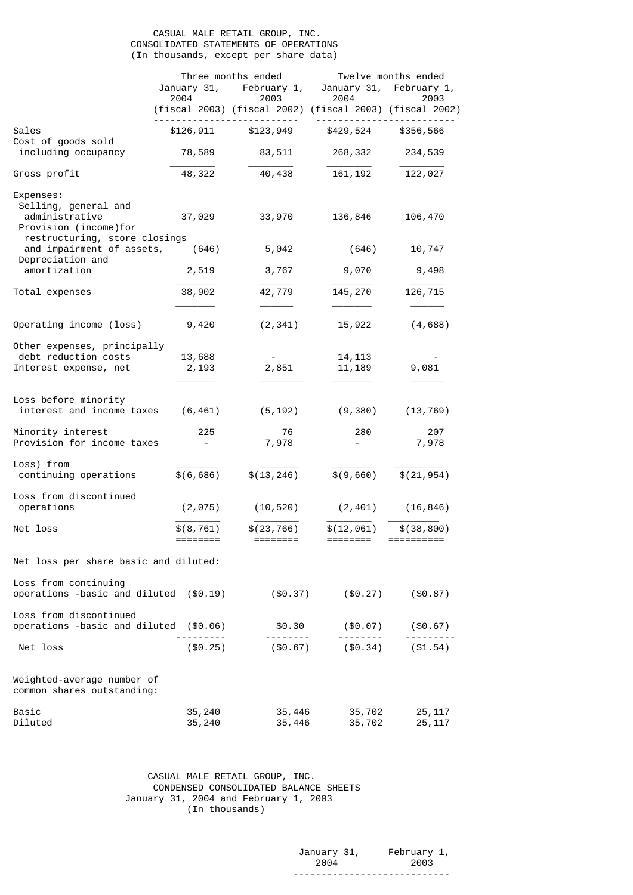CASUAL MALE RETAIL GROUP, INC.
CONSOLIDATED STATEMENTS OF OPERATIONS
(In thousands, except per share data)

| | Three months ended | | Twelve months ended | |
|---|---|---|---|---|
| | January 31, 2004 (fiscal 2003) | February 1, 2003 (fiscal 2002) | January 31, 2004 (fiscal 2003) | February 1, 2003 (fiscal 2002) |
| Sales | $126,911 | $123,949 | $429,524 | $356,566 |
| Cost of goods sold including occupancy | 78,589 | 83,511 | 268,332 | 234,539 |
| Gross profit | 48,322 | 40,438 | 161,192 | 122,027 |
| Expenses: | | | | |
| Selling, general and administrative | 37,029 | 33,970 | 136,846 | 106,470 |
| Provision (income)for restructuring, store closings and impairment of assets, | (646) | 5,042 | (646) | 10,747 |
| Depreciation and amortization | 2,519 | 3,767 | 9,070 | 9,498 |
| Total expenses | 38,902 | 42,779 | 145,270 | 126,715 |
| Operating income (loss) | 9,420 | (2,341) | 15,922 | (4,688) |
| Other expenses, principally debt reduction costs | 13,688 | - | 14,113 | - |
| Interest expense, net | 2,193 | 2,851 | 11,189 | 9,081 |
| Loss before minority interest and income taxes | (6,461) | (5,192) | (9,380) | (13,769) |
| Minority interest | 225 | 76 | 280 | 207 |
| Provision for income taxes | - | 7,978 | - | 7,978 |
| Loss) from continuing operations | $(6,686) | $(13,246) | $(9,660) | $(21,954) |
| Loss from discontinued operations | (2,075) | (10,520) | (2,401) | (16,846) |
| Net loss | $(8,761) | $(23,766) | $(12,061) | $(38,800) |
| Net loss per share basic and diluted: | | | | |
| Loss from continuing operations -basic and diluted | ($0.19) | ($0.37) | ($0.27) | ($0.87) |
| Loss from discontinued operations -basic and diluted | ($0.06) | $0.30 | ($0.07) | ($0.67) |
| Net loss | ($0.25) | ($0.67) | ($0.34) | ($1.54) |
| Weighted-average number of common shares outstanding: | | | | |
| Basic | 35,240 | 35,446 | 35,702 | 25,117 |
| Diluted | 35,240 | 35,446 | 35,702 | 25,117 |

CASUAL MALE RETAIL GROUP, INC.
CONDENSED CONSOLIDATED BALANCE SHEETS
January 31, 2004 and February 1, 2003
(In thousands)

| | January 31, 2004 | February 1, 2003 |
|---|---|---|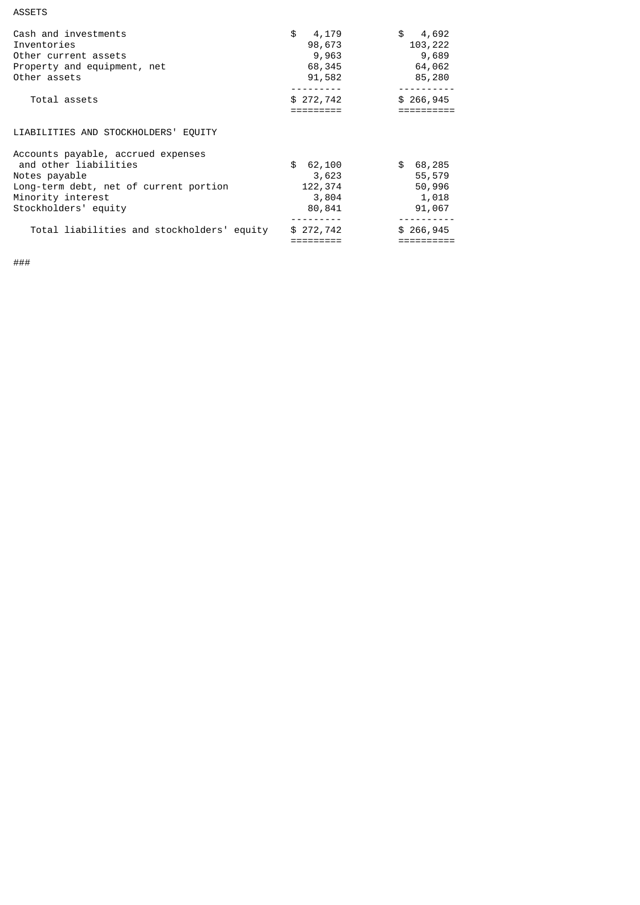ASSETS

| | | |
|---|---|---|
| Cash and investments | $ 4,179 | $ 4,692 |
| Inventories | 98,673 | 103,222 |
| Other current assets | 9,963 | 9,689 |
| Property and equipment, net | 68,345 | 64,062 |
| Other assets | 91,582 | 85,280 |
| Total assets | $ 272,742 | $ 266,945 |

LIABILITIES AND STOCKHOLDERS' EQUITY

| | | |
|---|---|---|
| Accounts payable, accrued expenses and other liabilities | $ 62,100 | $ 68,285 |
| Notes payable | 3,623 | 55,579 |
| Long-term debt, net of current portion | 122,374 | 50,996 |
| Minority interest | 3,804 | 1,018 |
| Stockholders' equity | 80,841 | 91,067 |
| Total liabilities and stockholders' equity | $ 272,742 | $ 266,945 |

###